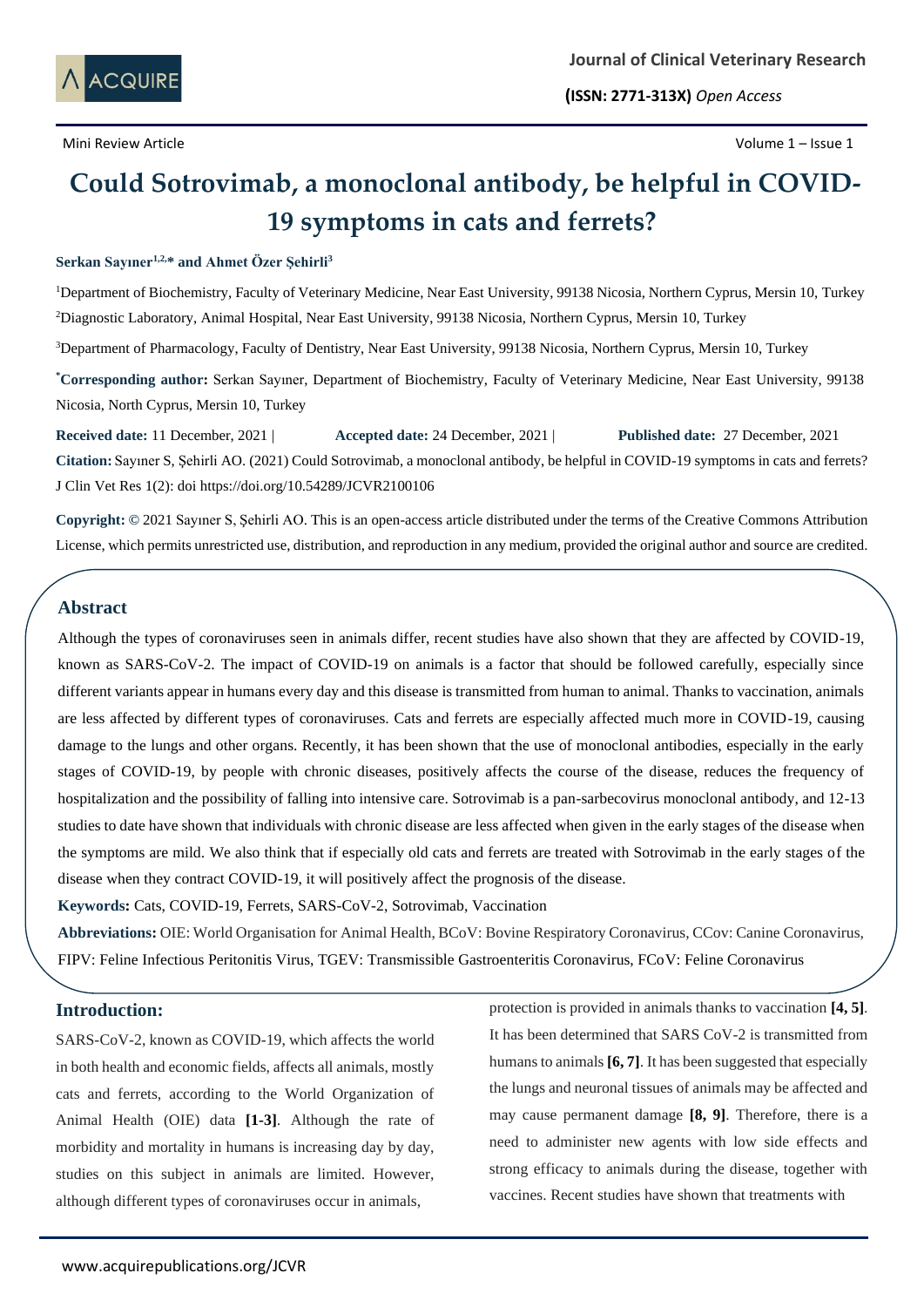Mini Review Article

# Could Sotrovimab, a monoclonal antibody, be helpful in COVID-19 symptoms in cats and ferrets?

**Serkan Sayıner[1,2,*] and Ahmet Özer Şehirli[3]**

[1]Department of Biochemistry, Faculty of Veterinary Medicine, Near East University, 99138 Nicosia, Northern Cyprus, Mersin 10, Turkey

[2]Diagnostic Laboratory, Animal Hospital, Near East University, 99138 Nicosia, Northern Cyprus, Mersin 10, Turkey

[3]Department of Pharmacology, Faculty of Dentistry, Near East University, 99138 Nicosia, Northern Cyprus, Mersin 10, Turkey

**[*]Corresponding author:** Serkan Sayıner, Department of Biochemistry, Faculty of Veterinary Medicine, Near East University, 99138 Nicosia, North Cyprus, Mersin 10, Turkey

**Received date:** 11 December, 2021 | **Accepted date:** 24 December, 2021 | **Published date:** 27 December, 2021

**Citation:** Sayıner S, Şehirli AO. (2021) Could Sotrovimab, a monoclonal antibody, be helpful in COVID-19 symptoms in cats and ferrets? J Clin Vet Res 1(2): doi https://doi.org/10.54289/JCVR2100106

**Copyright:** © 2021 Sayıner S, Şehirli AO. This is an open-access article distributed under the terms of the Creative Commons Attribution License, which permits unrestricted use, distribution, and reproduction in any medium, provided the original author and source are credited.

## Abstract

Although the types of coronaviruses seen in animals differ, recent studies have also shown that they are affected by COVID-19, known as SARS-CoV-2. The impact of COVID-19 on animals is a factor that should be followed carefully, especially since different variants appear in humans every day and this disease is transmitted from human to animal. Thanks to vaccination, animals are less affected by different types of coronaviruses. Cats and ferrets are especially affected much more in COVID-19, causing damage to the lungs and other organs. Recently, it has been shown that the use of monoclonal antibodies, especially in the early stages of COVID-19, by people with chronic diseases, positively affects the course of the disease, reduces the frequency of hospitalization and the possibility of falling into intensive care. Sotrovimab is a pan-sarbecovirus monoclonal antibody, and 12-13 studies to date have shown that individuals with chronic disease are less affected when given in the early stages of the disease when the symptoms are mild. We also think that if especially old cats and ferrets are treated with Sotrovimab in the early stages of the disease when they contract COVID-19, it will positively affect the prognosis of the disease.

**Keywords:** Cats, COVID-19, Ferrets, SARS-CoV-2, Sotrovimab, Vaccination

**Abbreviations:** OIE: World Organisation for Animal Health, BCoV: Bovine Respiratory Coronavirus, CCov: Canine Coronavirus, FIPV: Feline Infectious Peritonitis Virus, TGEV: Transmissible Gastroenteritis Coronavirus, FCoV: Feline Coronavirus

## Introduction:

SARS-CoV-2, known as COVID-19, which affects the world in both health and economic fields, affects all animals, mostly cats and ferrets, according to the World Organization of Animal Health (OIE) data **[1-3]**. Although the rate of morbidity and mortality in humans is increasing day by day, studies on this subject in animals are limited. However, although different types of coronaviruses occur in animals, protection is provided in animals thanks to vaccination **[4, 5]**. It has been determined that SARS CoV-2 is transmitted from humans to animals **[6, 7]**. It has been suggested that especially the lungs and neuronal tissues of animals may be affected and may cause permanent damage **[8, 9]**. Therefore, there is a need to administer new agents with low side effects and strong efficacy to animals during the disease, together with vaccines. Recent studies have shown that treatments with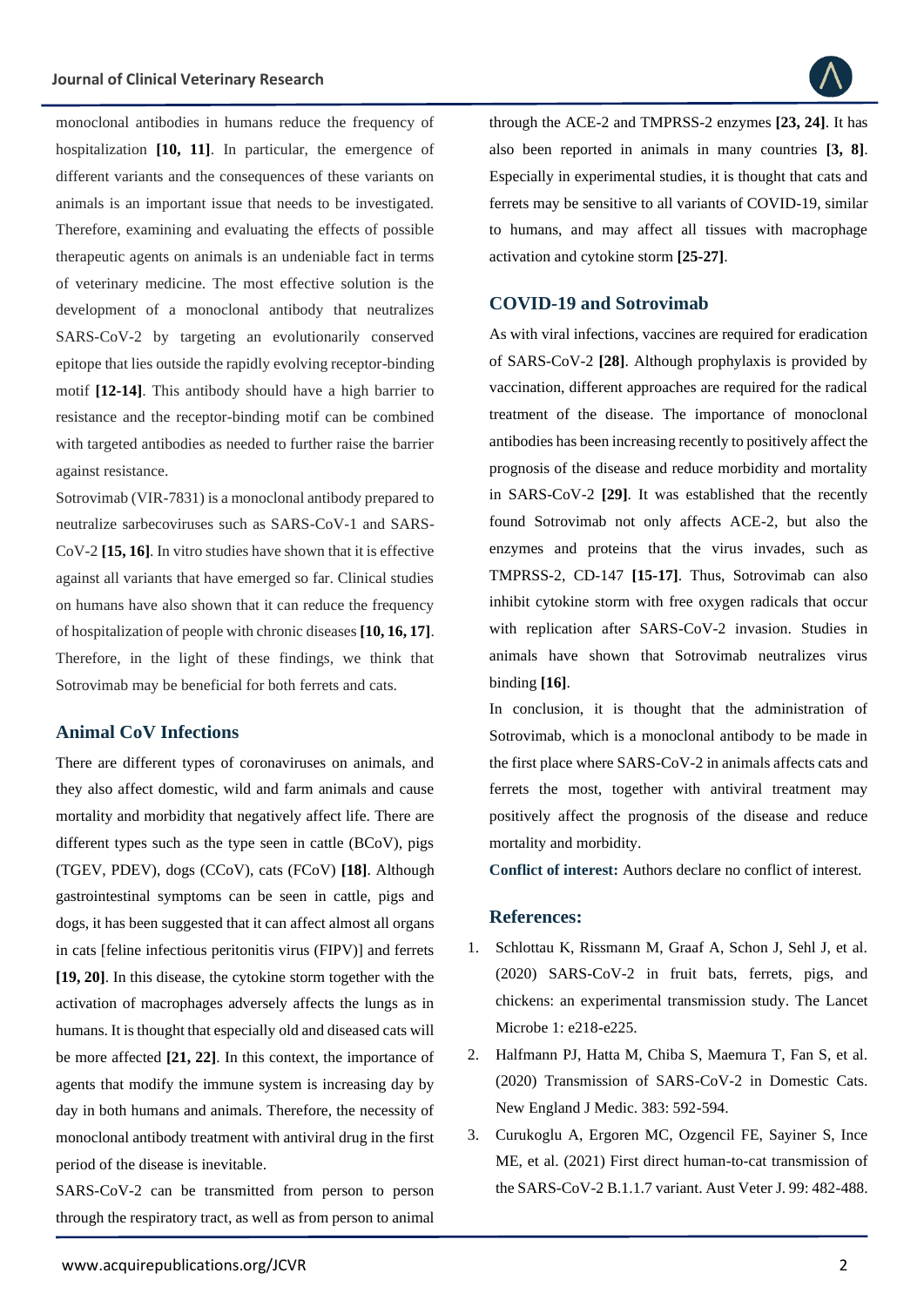monoclonal antibodies in humans reduce the frequency of hospitalization **[10, 11]**. In particular, the emergence of different variants and the consequences of these variants on animals is an important issue that needs to be investigated. Therefore, examining and evaluating the effects of possible therapeutic agents on animals is an undeniable fact in terms of veterinary medicine. The most effective solution is the development of a monoclonal antibody that neutralizes SARS-CoV-2 by targeting an evolutionarily conserved epitope that lies outside the rapidly evolving receptor-binding motif **[12-14]**. This antibody should have a high barrier to resistance and the receptor-binding motif can be combined with targeted antibodies as needed to further raise the barrier against resistance.

Sotrovimab (VIR-7831) is a monoclonal antibody prepared to neutralize sarbecoviruses such as SARS-CoV-1 and SARS-CoV-2 **[15, 16]**. In vitro studies have shown that it is effective against all variants that have emerged so far. Clinical studies on humans have also shown that it can reduce the frequency of hospitalization of people with chronic diseases **[10, 16, 17]**. Therefore, in the light of these findings, we think that Sotrovimab may be beneficial for both ferrets and cats.

## Animal CoV Infections

There are different types of coronaviruses on animals, and they also affect domestic, wild and farm animals and cause mortality and morbidity that negatively affect life. There are different types such as the type seen in cattle (BCoV), pigs (TGEV, PDEV), dogs (CCoV), cats (FCoV) **[18]**. Although gastrointestinal symptoms can be seen in cattle, pigs and dogs, it has been suggested that it can affect almost all organs in cats [feline infectious peritonitis virus (FIPV)] and ferrets **[19, 20]**. In this disease, the cytokine storm together with the activation of macrophages adversely affects the lungs as in humans. It is thought that especially old and diseased cats will be more affected **[21, 22]**. In this context, the importance of agents that modify the immune system is increasing day by day in both humans and animals. Therefore, the necessity of monoclonal antibody treatment with antiviral drug in the first period of the disease is inevitable.

SARS-CoV-2 can be transmitted from person to person through the respiratory tract, as well as from person to animal through the ACE-2 and TMPRSS-2 enzymes **[23, 24]**. It has also been reported in animals in many countries **[3, 8]**. Especially in experimental studies, it is thought that cats and ferrets may be sensitive to all variants of COVID-19, similar to humans, and may affect all tissues with macrophage activation and cytokine storm **[25-27]**.

## COVID-19 and Sotrovimab

As with viral infections, vaccines are required for eradication of SARS-CoV-2 **[28]**. Although prophylaxis is provided by vaccination, different approaches are required for the radical treatment of the disease. The importance of monoclonal antibodies has been increasing recently to positively affect the prognosis of the disease and reduce morbidity and mortality in SARS-CoV-2 **[29]**. It was established that the recently found Sotrovimab not only affects ACE-2, but also the enzymes and proteins that the virus invades, such as TMPRSS-2, CD-147 **[15-17]**. Thus, Sotrovimab can also inhibit cytokine storm with free oxygen radicals that occur with replication after SARS-CoV-2 invasion. Studies in animals have shown that Sotrovimab neutralizes virus binding **[16]**.

In conclusion, it is thought that the administration of Sotrovimab, which is a monoclonal antibody to be made in the first place where SARS-CoV-2 in animals affects cats and ferrets the most, together with antiviral treatment may positively affect the prognosis of the disease and reduce mortality and morbidity.

**Conflict of interest:** Authors declare no conflict of interest.

## References:

1. Schlottau K, Rissmann M, Graaf A, Schon J, Sehl J, et al. (2020) SARS-CoV-2 in fruit bats, ferrets, pigs, and chickens: an experimental transmission study. The Lancet Microbe 1: e218-e225.
2. Halfmann PJ, Hatta M, Chiba S, Maemura T, Fan S, et al. (2020) Transmission of SARS-CoV-2 in Domestic Cats. New England J Medic. 383: 592-594.
3. Curukoglu A, Ergoren MC, Ozgencil FE, Sayiner S, Ince ME, et al. (2021) First direct human-to-cat transmission of the SARS-CoV-2 B.1.1.7 variant. Aust Veter J. 99: 482-488.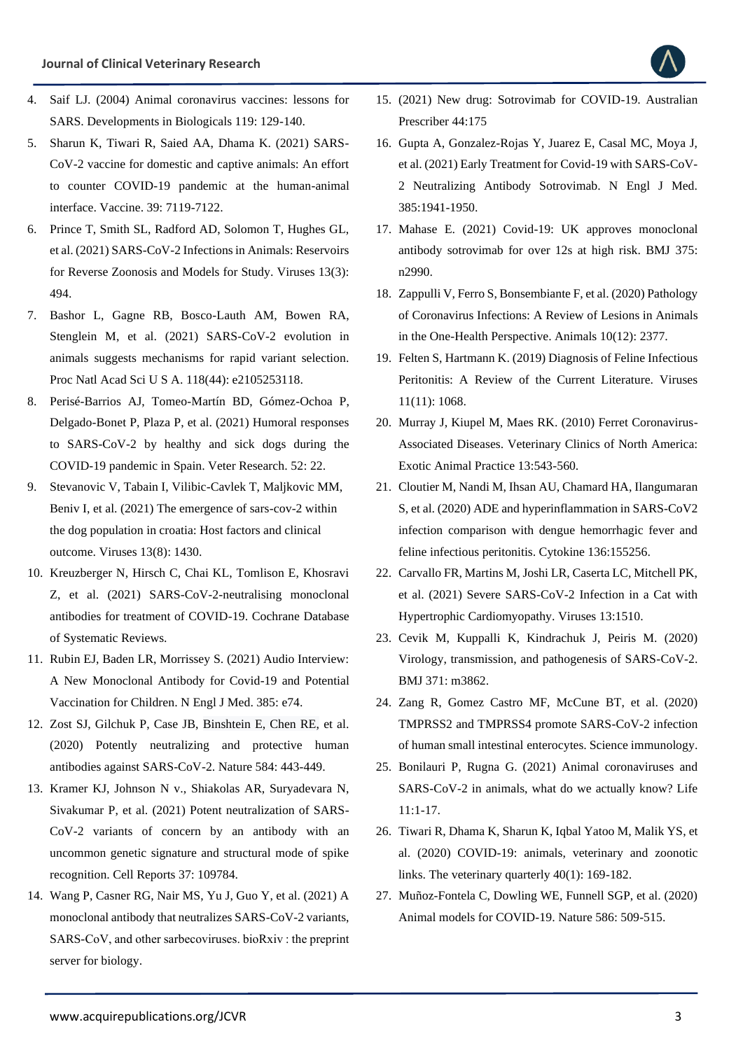4. Saif LJ. (2004) Animal coronavirus vaccines: lessons for SARS. Developments in Biologicals 119: 129-140.
5. Sharun K, Tiwari R, Saied AA, Dhama K. (2021) SARS-CoV-2 vaccine for domestic and captive animals: An effort to counter COVID-19 pandemic at the human-animal interface. Vaccine. 39: 7119-7122.
6. Prince T, Smith SL, Radford AD, Solomon T, Hughes GL, et al. (2021) SARS-CoV-2 Infections in Animals: Reservoirs for Reverse Zoonosis and Models for Study. Viruses 13(3): 494.
7. Bashor L, Gagne RB, Bosco-Lauth AM, Bowen RA, Stenglein M, et al. (2021) SARS-CoV-2 evolution in animals suggests mechanisms for rapid variant selection. Proc Natl Acad Sci U S A. 118(44): e2105253118.
8. Perisé-Barrios AJ, Tomeo-Martín BD, Gómez-Ochoa P, Delgado-Bonet P, Plaza P, et al. (2021) Humoral responses to SARS-CoV-2 by healthy and sick dogs during the COVID-19 pandemic in Spain. Veter Research. 52: 22.
9. Stevanovic V, Tabain I, Vilibic-Cavlek T, Maljkovic MM, Beniv I, et al. (2021) The emergence of sars-cov-2 within the dog population in croatia: Host factors and clinical outcome. Viruses 13(8): 1430.
10. Kreuzberger N, Hirsch C, Chai KL, Tomlison E, Khosravi Z, et al. (2021) SARS-CoV-2-neutralising monoclonal antibodies for treatment of COVID-19. Cochrane Database of Systematic Reviews.
11. Rubin EJ, Baden LR, Morrissey S. (2021) Audio Interview: A New Monoclonal Antibody for Covid-19 and Potential Vaccination for Children. N Engl J Med. 385: e74.
12. Zost SJ, Gilchuk P, Case JB, Binshtein E, Chen RE, et al. (2020) Potently neutralizing and protective human antibodies against SARS-CoV-2. Nature 584: 443-449.
13. Kramer KJ, Johnson N v., Shiakolas AR, Suryadevara N, Sivakumar P, et al. (2021) Potent neutralization of SARS-CoV-2 variants of concern by an antibody with an uncommon genetic signature and structural mode of spike recognition. Cell Reports 37: 109784.
14. Wang P, Casner RG, Nair MS, Yu J, Guo Y, et al. (2021) A monoclonal antibody that neutralizes SARS-CoV-2 variants, SARS-CoV, and other sarbecoviruses. bioRxiv : the preprint server for biology.
15. (2021) New drug: Sotrovimab for COVID-19. Australian Prescriber 44:175
16. Gupta A, Gonzalez-Rojas Y, Juarez E, Casal MC, Moya J, et al. (2021) Early Treatment for Covid-19 with SARS-CoV-2 Neutralizing Antibody Sotrovimab. N Engl J Med. 385:1941-1950.
17. Mahase E. (2021) Covid-19: UK approves monoclonal antibody sotrovimab for over 12s at high risk. BMJ 375: n2990.
18. Zappulli V, Ferro S, Bonsembiante F, et al. (2020) Pathology of Coronavirus Infections: A Review of Lesions in Animals in the One-Health Perspective. Animals 10(12): 2377.
19. Felten S, Hartmann K. (2019) Diagnosis of Feline Infectious Peritonitis: A Review of the Current Literature. Viruses 11(11): 1068.
20. Murray J, Kiupel M, Maes RK. (2010) Ferret Coronavirus-Associated Diseases. Veterinary Clinics of North America: Exotic Animal Practice 13:543-560.
21. Cloutier M, Nandi M, Ihsan AU, Chamard HA, Ilangumaran S, et al. (2020) ADE and hyperinflammation in SARS-CoV2 infection comparison with dengue hemorrhagic fever and feline infectious peritonitis. Cytokine 136:155256.
22. Carvallo FR, Martins M, Joshi LR, Caserta LC, Mitchell PK, et al. (2021) Severe SARS-CoV-2 Infection in a Cat with Hypertrophic Cardiomyopathy. Viruses 13:1510.
23. Cevik M, Kuppalli K, Kindrachuk J, Peiris M. (2020) Virology, transmission, and pathogenesis of SARS-CoV-2. BMJ 371: m3862.
24. Zang R, Gomez Castro MF, McCune BT, et al. (2020) TMPRSS2 and TMPRSS4 promote SARS-CoV-2 infection of human small intestinal enterocytes. Science immunology.
25. Bonilauri P, Rugna G. (2021) Animal coronaviruses and SARS-CoV-2 in animals, what do we actually know? Life 11:1-17.
26. Tiwari R, Dhama K, Sharun K, Iqbal Yatoo M, Malik YS, et al. (2020) COVID-19: animals, veterinary and zoonotic links. The veterinary quarterly 40(1): 169-182.
27. Muñoz-Fontela C, Dowling WE, Funnell SGP, et al. (2020) Animal models for COVID-19. Nature 586: 509-515.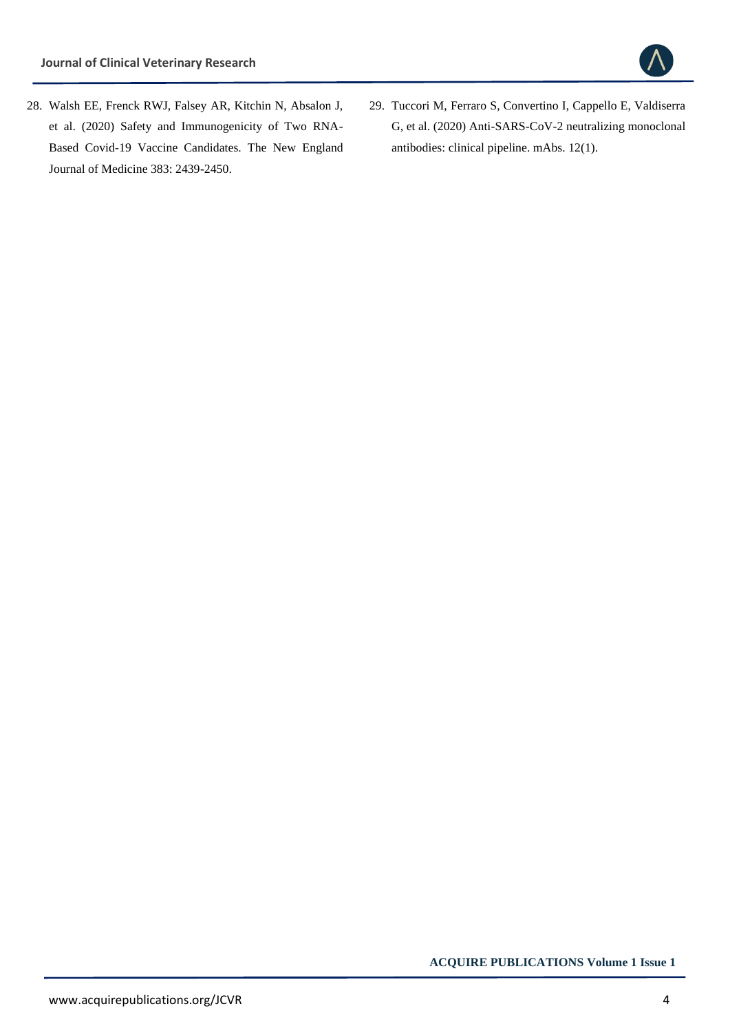28. Walsh EE, Frenck RWJ, Falsey AR, Kitchin N, Absalon J, et al. (2020) Safety and Immunogenicity of Two RNA-Based Covid-19 Vaccine Candidates. The New England Journal of Medicine 383: 2439-2450.

29. Tuccori M, Ferraro S, Convertino I, Cappello E, Valdiserra G, et al. (2020) Anti-SARS-CoV-2 neutralizing monoclonal antibodies: clinical pipeline. mAbs. 12(1).